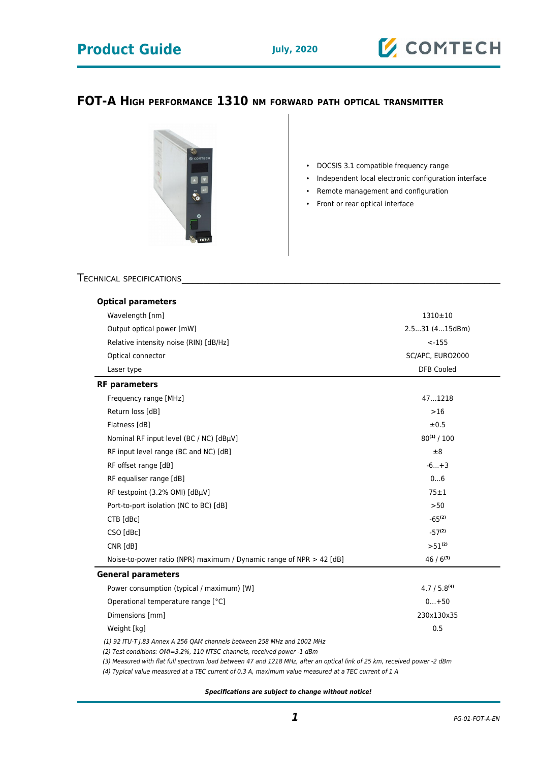# FOT-A High performance 1310 nm forward path optical transmitter

- DOCSIS 3.1 compatible frequency range
- Independent local electronic configuration interface
- Remote management and configuration
- Front or rear optical interface

## Technical specifications

| **Optical parameters** | |
|---|---|
| Wavelength [nm] | 1310±10 |
| Output optical power [mW] | 2.5...31 (4...15dBm) |
| Relative intensity noise (RIN) [dB/Hz] | <-155 |
| Optical connector | SC/APC, EURO2000 |
| Laser type | DFB Cooled |
| **RF parameters** | |
| Frequency range [MHz] | 47...1218 |
| Return loss [dB] | >16 |
| Flatness [dB] | ±0.5 |
| Nominal RF input level (BC / NC) [dBµV] | 80[(1)] / 100 |
| RF input level range (BC and NC) [dB] | ±8 |
| RF offset range [dB] | -6...+3 |
| RF equaliser range [dB] | 0...6 |
| RF testpoint (3.2% OMI) [dBµV] | 75±1 |
| Port-to-port isolation (NC to BC) [dB] | >50 |
| CTB [dBc] | -65[(2)] |
| CSO [dBc] | -57[(2)] |
| CNR [dB] | >51[(2)] |
| Noise-to-power ratio (NPR) maximum / Dynamic range of NPR > 42 [dB] | 46 / 6[(3)] |
| **General parameters** | |
| Power consumption (typical / maximum) [W] | 4.7 / 5.8[(4)] |
| Operational temperature range [°C] | 0...+50 |
| Dimensions [mm] | 230x130x35 |
| Weight [kg] | 0.5 |

*(1) 92 ITU-T J.83 Annex A 256 QAM channels between 258 MHz and 1002 MHz*
*(2) Test conditions: OMI=3.2%, 110 NTSC channels, received power -1 dBm*
*(3) Measured with flat full spectrum load between 47 and 1218 MHz, after an optical link of 25 km, received power -2 dBm*
*(4) Typical value measured at a TEC current of 0.3 A, maximum value measured at a TEC current of 1 A*

***Specifications are subject to change without notice!***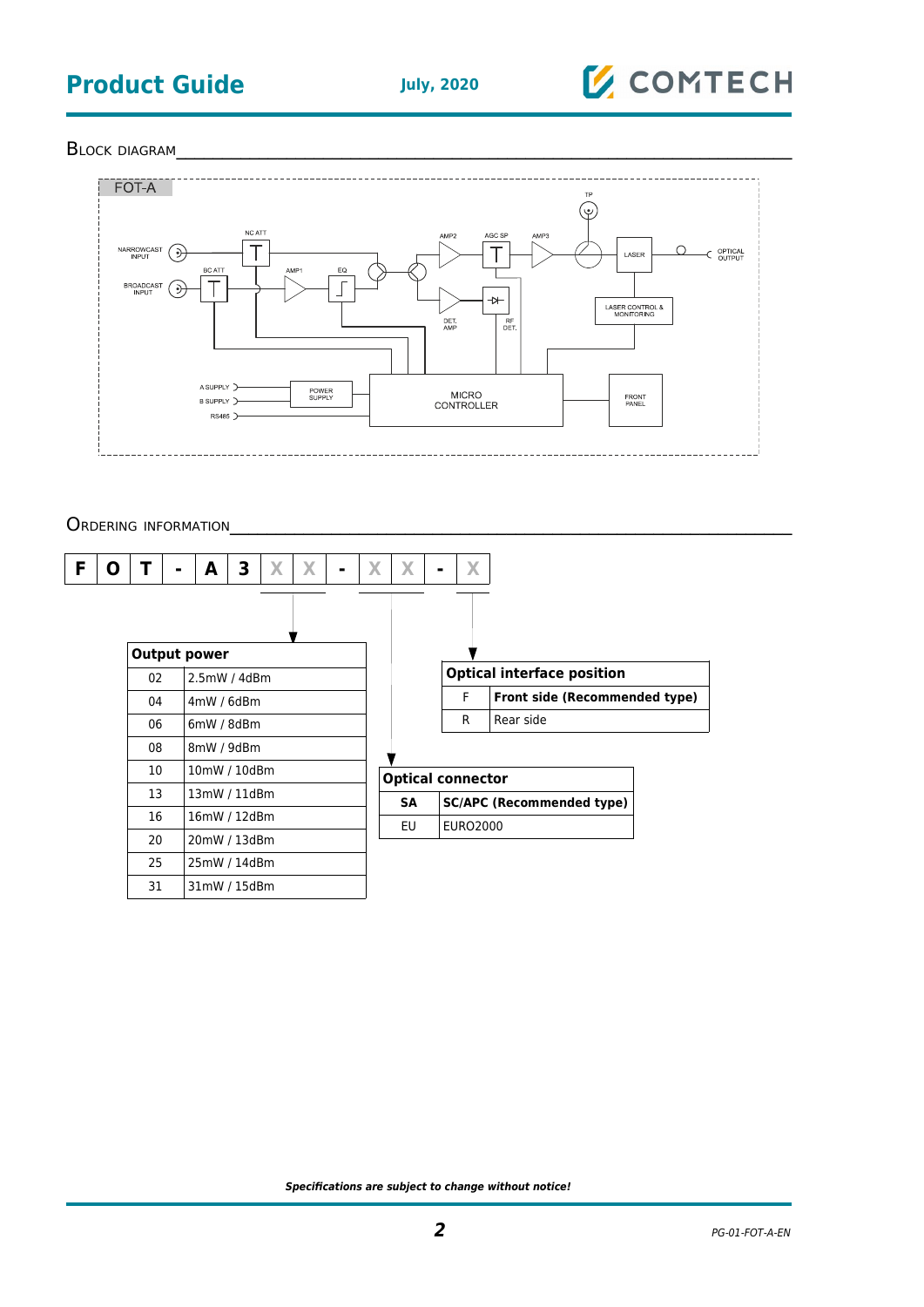## Block diagram

FOT-A

TP

NARROWCAST INPUT

NC ATT

BROADCAST INPUT

BC ATT

AMP1

EQ

AMP2

AGC SP

AMP3

LASER

OPTICAL OUTPUT

DET. AMP

RF DET.

LASER CONTROL & MONITORING

A SUPPLY

B SUPPLY

RS485

POWER SUPPLY

MICRO CONTROLLER

FRONT PANEL

## Ordering information

| F | O | T | - | A | 3 | X | X | - | X | X | - | X |
|---|---|---|---|---|---|---|---|---|---|---|---|---|

**Output power**

| | |
|---|---|
| 02 | 2.5mW / 4dBm |
| 04 | 4mW / 6dBm |
| 06 | 6mW / 8dBm |
| 08 | 8mW / 9dBm |
| 10 | 10mW / 10dBm |
| 13 | 13mW / 11dBm |
| 16 | 16mW / 12dBm |
| 20 | 20mW / 13dBm |
| 25 | 25mW / 14dBm |
| 31 | 31mW / 15dBm |

**Optical connector**

| | |
|---|---|
| **SA** | **SC/APC (Recommended type)** |
| EU | EURO2000 |

**Optical interface position**

| | |
|---|---|
| F | **Front side (Recommended type)** |
| R | Rear side |

***Specifications are subject to change without notice!***